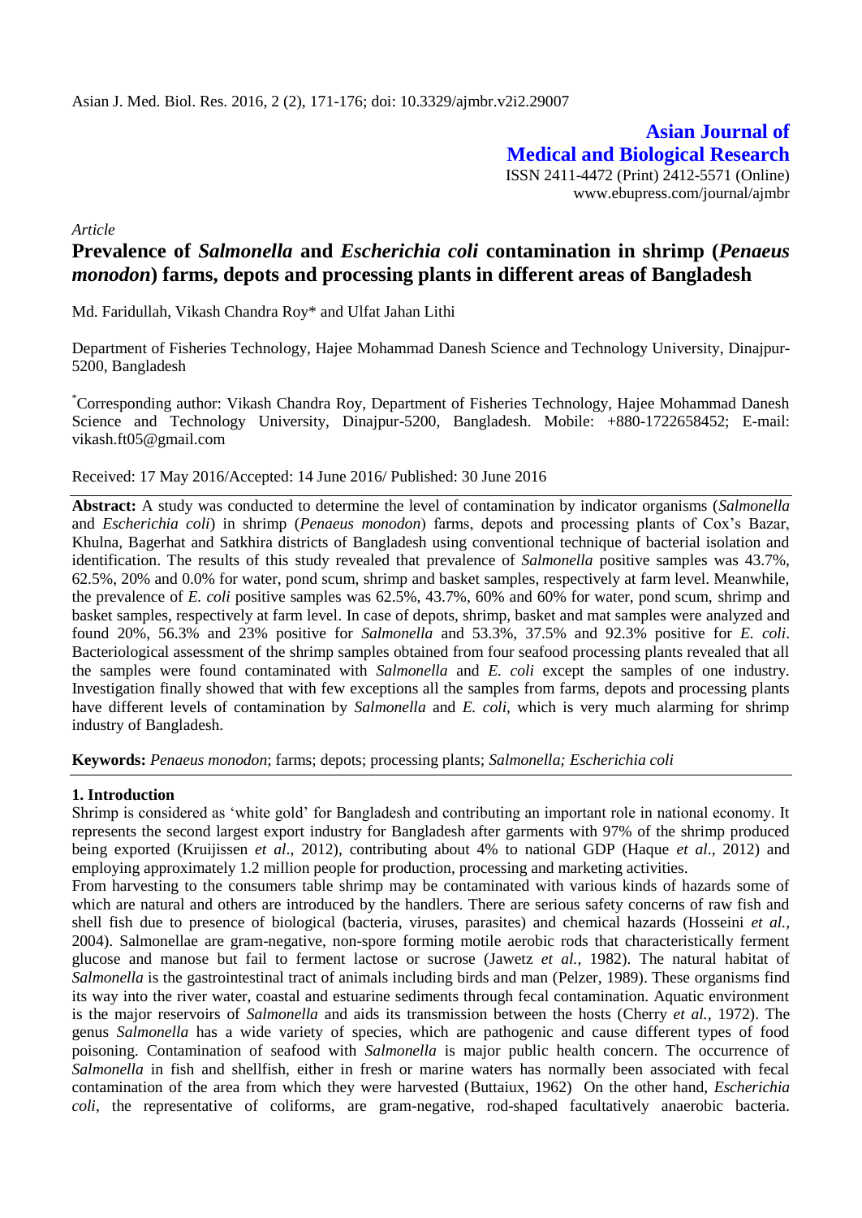*Article*

# Prevalence of *Salmonella* and *Escherichia coli* contamination in shrimp (*Penaeus monodon*) farms, depots and processing plants in different areas of Bangladesh

Md. Faridullah, Vikash Chandra Roy* and Ulfat Jahan Lithi

Department of Fisheries Technology, Hajee Mohammad Danesh Science and Technology University, Dinajpur-5200, Bangladesh

*Corresponding author: Vikash Chandra Roy, Department of Fisheries Technology, Hajee Mohammad Danesh Science and Technology University, Dinajpur-5200, Bangladesh. Mobile: +880-1722658452; E-mail: vikash.ft05@gmail.com

Received: 17 May 2016/Accepted: 14 June 2016/ Published: 30 June 2016

**Abstract:** A study was conducted to determine the level of contamination by indicator organisms (*Salmonella* and *Escherichia coli*) in shrimp (*Penaeus monodon*) farms, depots and processing plants of Cox's Bazar, Khulna, Bagerhat and Satkhira districts of Bangladesh using conventional technique of bacterial isolation and identification. The results of this study revealed that prevalence of *Salmonella* positive samples was 43.7%, 62.5%, 20% and 0.0% for water, pond scum, shrimp and basket samples, respectively at farm level. Meanwhile, the prevalence of *E. coli* positive samples was 62.5%, 43.7%, 60% and 60% for water, pond scum, shrimp and basket samples, respectively at farm level. In case of depots, shrimp, basket and mat samples were analyzed and found 20%, 56.3% and 23% positive for *Salmonella* and 53.3%, 37.5% and 92.3% positive for *E. coli*. Bacteriological assessment of the shrimp samples obtained from four seafood processing plants revealed that all the samples were found contaminated with *Salmonella* and *E. coli* except the samples of one industry. Investigation finally showed that with few exceptions all the samples from farms, depots and processing plants have different levels of contamination by *Salmonella* and *E. coli*, which is very much alarming for shrimp industry of Bangladesh.

**Keywords:** *Penaeus monodon*; farms; depots; processing plants; *Salmonella; Escherichia coli*

## 1. Introduction

Shrimp is considered as 'white gold' for Bangladesh and contributing an important role in national economy. It represents the second largest export industry for Bangladesh after garments with 97% of the shrimp produced being exported (Kruijissen *et al*., 2012), contributing about 4% to national GDP (Haque *et al*., 2012) and employing approximately 1.2 million people for production, processing and marketing activities.

From harvesting to the consumers table shrimp may be contaminated with various kinds of hazards some of which are natural and others are introduced by the handlers. There are serious safety concerns of raw fish and shell fish due to presence of biological (bacteria, viruses, parasites) and chemical hazards (Hosseini *et al.,* 2004). Salmonellae are gram-negative, non-spore forming motile aerobic rods that characteristically ferment glucose and manose but fail to ferment lactose or sucrose (Jawetz *et al.*, 1982). The natural habitat of *Salmonella* is the gastrointestinal tract of animals including birds and man (Pelzer, 1989). These organisms find its way into the river water, coastal and estuarine sediments through fecal contamination. Aquatic environment is the major reservoirs of *Salmonella* and aids its transmission between the hosts (Cherry *et al.*, 1972). The genus *Salmonella* has a wide variety of species, which are pathogenic and cause different types of food poisoning. Contamination of seafood with *Salmonella* is major public health concern. The occurrence of *Salmonella* in fish and shellfish, either in fresh or marine waters has normally been associated with fecal contamination of the area from which they were harvested (Buttaiux, 1962) On the other hand, *Escherichia coli*, the representative of coliforms, are gram-negative, rod-shaped facultatively anaerobic bacteria.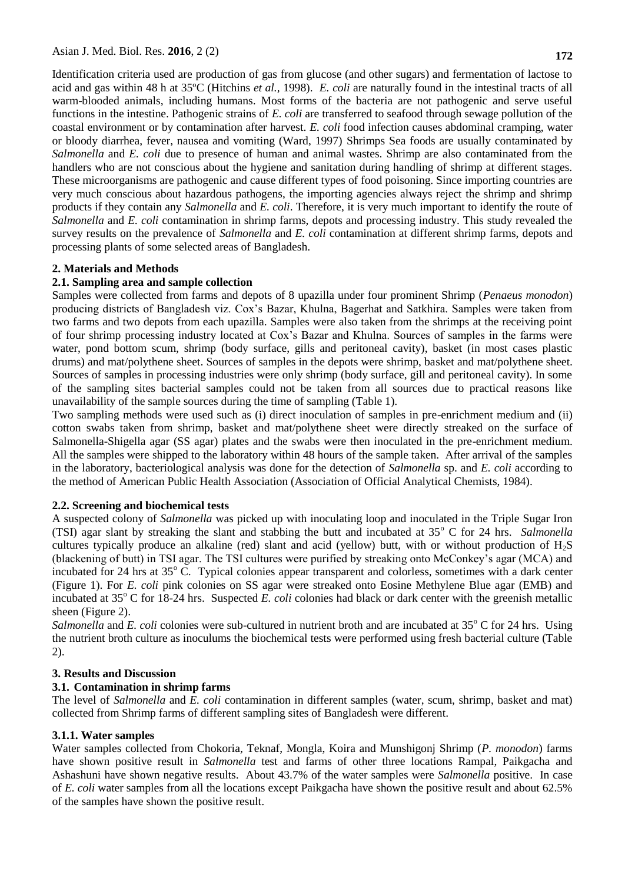Identification criteria used are production of gas from glucose (and other sugars) and fermentation of lactose to acid and gas within 48 h at 35ºC (Hitchins *et al.*, 1998). *E. coli* are naturally found in the intestinal tracts of all warm-blooded animals, including humans. Most forms of the bacteria are not pathogenic and serve useful functions in the intestine. Pathogenic strains of *E. coli* are transferred to seafood through sewage pollution of the coastal environment or by contamination after harvest. *E. coli* food infection causes abdominal cramping, water or bloody diarrhea, fever, nausea and vomiting (Ward, 1997) Shrimps Sea foods are usually contaminated by *Salmonella* and *E. coli* due to presence of human and animal wastes. Shrimp are also contaminated from the handlers who are not conscious about the hygiene and sanitation during handling of shrimp at different stages. These microorganisms are pathogenic and cause different types of food poisoning. Since importing countries are very much conscious about hazardous pathogens, the importing agencies always reject the shrimp and shrimp products if they contain any *Salmonella* and *E. coli*. Therefore, it is very much important to identify the route of *Salmonella* and *E. coli* contamination in shrimp farms, depots and processing industry. This study revealed the survey results on the prevalence of *Salmonella* and *E. coli* contamination at different shrimp farms, depots and processing plants of some selected areas of Bangladesh.

## 2. Materials and Methods

### 2.1. Sampling area and sample collection

Samples were collected from farms and depots of 8 upazilla under four prominent Shrimp (*Penaeus monodon*) producing districts of Bangladesh viz. Cox's Bazar, Khulna, Bagerhat and Satkhira. Samples were taken from two farms and two depots from each upazilla. Samples were also taken from the shrimps at the receiving point of four shrimp processing industry located at Cox's Bazar and Khulna. Sources of samples in the farms were water, pond bottom scum, shrimp (body surface, gills and peritoneal cavity), basket (in most cases plastic drums) and mat/polythene sheet. Sources of samples in the depots were shrimp, basket and mat/polythene sheet. Sources of samples in processing industries were only shrimp (body surface, gill and peritoneal cavity). In some of the sampling sites bacterial samples could not be taken from all sources due to practical reasons like unavailability of the sample sources during the time of sampling (Table 1).

Two sampling methods were used such as (i) direct inoculation of samples in pre-enrichment medium and (ii) cotton swabs taken from shrimp, basket and mat/polythene sheet were directly streaked on the surface of Salmonella-Shigella agar (SS agar) plates and the swabs were then inoculated in the pre-enrichment medium. All the samples were shipped to the laboratory within 48 hours of the sample taken. After arrival of the samples in the laboratory, bacteriological analysis was done for the detection of *Salmonella* sp. and *E. coli* according to the method of American Public Health Association (Association of Official Analytical Chemists, 1984).

### 2.2. Screening and biochemical tests

A suspected colony of *Salmonella* was picked up with inoculating loop and inoculated in the Triple Sugar Iron (TSI) agar slant by streaking the slant and stabbing the butt and incubated at 35$^{o}$ C for 24 hrs. *Salmonella* cultures typically produce an alkaline (red) slant and acid (yellow) butt, with or without production of $H_2S$ (blackening of butt) in TSI agar. The TSI cultures were purified by streaking onto McConkey's agar (MCA) and incubated for 24 hrs at 35$^{o}$ C. Typical colonies appear transparent and colorless, sometimes with a dark center (Figure 1). For *E. coli* pink colonies on SS agar were streaked onto Eosine Methylene Blue agar (EMB) and incubated at 35$^{o}$ C for 18-24 hrs. Suspected *E. coli* colonies had black or dark center with the greenish metallic sheen (Figure 2).

*Salmonella* and *E. coli* colonies were sub-cultured in nutrient broth and are incubated at 35$^{o}$ C for 24 hrs. Using the nutrient broth culture as inoculums the biochemical tests were performed using fresh bacterial culture (Table 2).

## 3. Results and Discussion

### 3.1. Contamination in shrimp farms

The level of *Salmonella* and *E. coli* contamination in different samples (water, scum, shrimp, basket and mat) collected from Shrimp farms of different sampling sites of Bangladesh were different.

#### 3.1.1. Water samples

Water samples collected from Chokoria, Teknaf, Mongla, Koira and Munshigonj Shrimp (*P. monodon*) farms have shown positive result in *Salmonella* test and farms of other three locations Rampal, Paikgacha and Ashashuni have shown negative results. About 43.7% of the water samples were *Salmonella* positive. In case of *E. coli* water samples from all the locations except Paikgacha have shown the positive result and about 62.5% of the samples have shown the positive result.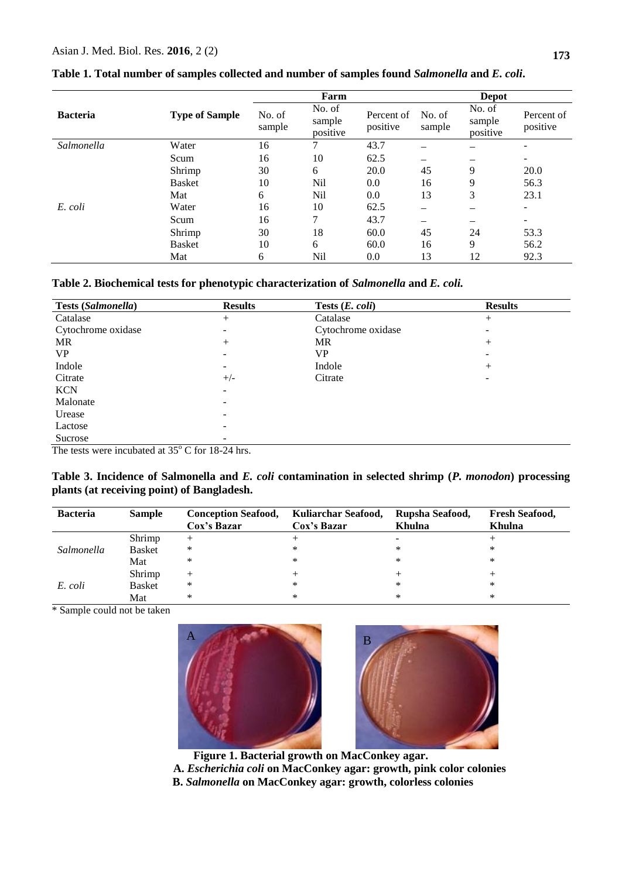**Table 1. Total number of samples collected and number of samples found *Salmonella* and *E. coli*.**

| Bacteria | Type of Sample | Farm | | | Depot | | |
|---|---|---|---|---|---|---|---|
| | | No. of sample | No. of sample positive | Percent of positive | No. of sample | No. of sample positive | Percent of positive |
| *Salmonella* | Water | 16 | 7 | 43.7 | – | – | - |
| | Scum | 16 | 10 | 62.5 | – | – | - |
| | Shrimp | 30 | 6 | 20.0 | 45 | 9 | 20.0 |
| | Basket | 10 | Nil | 0.0 | 16 | 9 | 56.3 |
| | Mat | 6 | Nil | 0.0 | 13 | 3 | 23.1 |
| *E. coli* | Water | 16 | 10 | 62.5 | – | – | - |
| | Scum | 16 | 7 | 43.7 | – | – | - |
| | Shrimp | 30 | 18 | 60.0 | 45 | 24 | 53.3 |
| | Basket | 10 | 6 | 60.0 | 16 | 9 | 56.2 |
| | Mat | 6 | Nil | 0.0 | 13 | 12 | 92.3 |

**Table 2. Biochemical tests for phenotypic characterization of *Salmonella* and *E. coli.***

| Tests (*Salmonella*) | Results | Tests (*E. coli*) | Results |
|---|---|---|---|
| Catalase | + | Catalase | + |
| Cytochrome oxidase | - | Cytochrome oxidase | - |
| MR | + | MR | + |
| VP | - | VP | - |
| Indole | - | Indole | + |
| Citrate | +/- | Citrate | - |
| KCN | - | | |
| Malonate | - | | |
| Urease | - | | |
| Lactose | - | | |
| Sucrose | - | | |

The tests were incubated at 35$^{o}$ C for 18-24 hrs.

**Table 3. Incidence of Salmonella and *E. coli* contamination in selected shrimp (*P. monodon*) processing plants (at receiving point) of Bangladesh.**

| Bacteria | Sample | Conception Seafood, Cox's Bazar | Kuliarchar Seafood, Cox's Bazar | Rupsha Seafood, Khulna | Fresh Seafood, Khulna |
|---|---|---|---|---|---|
| *Salmonella* | Shrimp | + | + | - | + |
| | Basket | * | * | * | * |
| | Mat | * | * | * | * |
| *E. coli* | Shrimp | + | + | + | + |
| | Basket | * | * | * | * |
| | Mat | * | * | * | * |

* Sample could not be taken

**Figure 1. Bacterial growth on MacConkey agar.**
**A. *Escherichia coli* on MacConkey agar: growth, pink color colonies**
**B. *Salmonella* on MacConkey agar: growth, colorless colonies**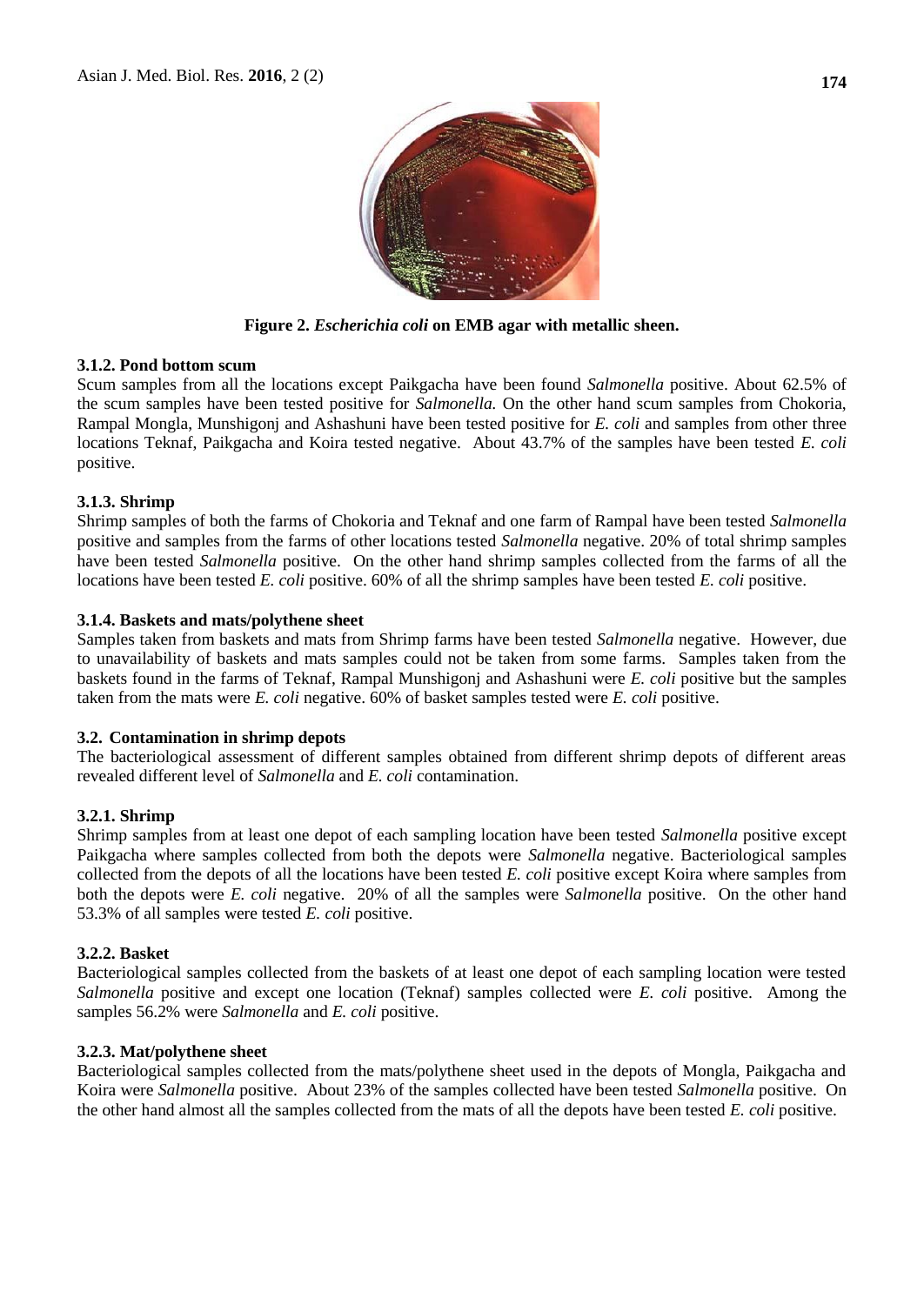**Figure 2.** ***Escherichia coli*** **on EMB agar with metallic sheen.**

### 3.1.2. Pond bottom scum

Scum samples from all the locations except Paikgacha have been found *Salmonella* positive. About 62.5% of the scum samples have been tested positive for *Salmonella.* On the other hand scum samples from Chokoria, Rampal Mongla, Munshigonj and Ashashuni have been tested positive for *E. coli* and samples from other three locations Teknaf, Paikgacha and Koira tested negative. About 43.7% of the samples have been tested *E. coli* positive.

### 3.1.3. Shrimp

Shrimp samples of both the farms of Chokoria and Teknaf and one farm of Rampal have been tested *Salmonella* positive and samples from the farms of other locations tested *Salmonella* negative. 20% of total shrimp samples have been tested *Salmonella* positive. On the other hand shrimp samples collected from the farms of all the locations have been tested *E. coli* positive. 60% of all the shrimp samples have been tested *E. coli* positive.

### 3.1.4. Baskets and mats/polythene sheet

Samples taken from baskets and mats from Shrimp farms have been tested *Salmonella* negative. However, due to unavailability of baskets and mats samples could not be taken from some farms. Samples taken from the baskets found in the farms of Teknaf, Rampal Munshigonj and Ashashuni were *E. coli* positive but the samples taken from the mats were *E. coli* negative. 60% of basket samples tested were *E. coli* positive.

## 3.2. Contamination in shrimp depots

The bacteriological assessment of different samples obtained from different shrimp depots of different areas revealed different level of *Salmonella* and *E. coli* contamination.

### 3.2.1. Shrimp

Shrimp samples from at least one depot of each sampling location have been tested *Salmonella* positive except Paikgacha where samples collected from both the depots were *Salmonella* negative. Bacteriological samples collected from the depots of all the locations have been tested *E. coli* positive except Koira where samples from both the depots were *E. coli* negative. 20% of all the samples were *Salmonella* positive. On the other hand 53.3% of all samples were tested *E. coli* positive.

### 3.2.2. Basket

Bacteriological samples collected from the baskets of at least one depot of each sampling location were tested *Salmonella* positive and except one location (Teknaf) samples collected were *E. coli* positive. Among the samples 56.2% were *Salmonella* and *E. coli* positive.

### 3.2.3. Mat/polythene sheet

Bacteriological samples collected from the mats/polythene sheet used in the depots of Mongla, Paikgacha and Koira were *Salmonella* positive. About 23% of the samples collected have been tested *Salmonella* positive. On the other hand almost all the samples collected from the mats of all the depots have been tested *E. coli* positive.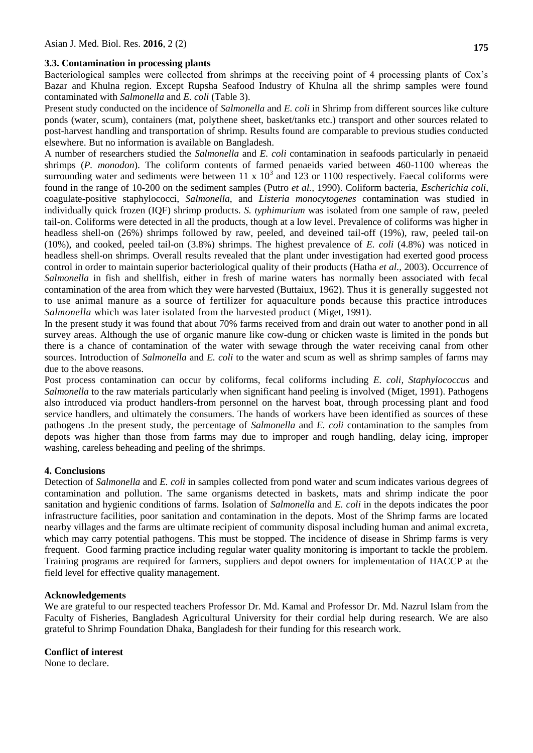### 3.3. Contamination in processing plants

Bacteriological samples were collected from shrimps at the receiving point of 4 processing plants of Cox's Bazar and Khulna region. Except Rupsha Seafood Industry of Khulna all the shrimp samples were found contaminated with *Salmonella* and *E. coli* (Table 3).

Present study conducted on the incidence of *Salmonella* and *E. coli* in Shrimp from different sources like culture ponds (water, scum), containers (mat, polythene sheet, basket/tanks etc.) transport and other sources related to post-harvest handling and transportation of shrimp. Results found are comparable to previous studies conducted elsewhere. But no information is available on Bangladesh.

A number of researchers studied the *Salmonella* and *E. coli* contamination in seafoods particularly in penaeid shrimps (*P. monodon*). The coliform contents of farmed penaeids varied between 460-1100 whereas the surrounding water and sediments were between 11 x $10^3$ and 123 or 1100 respectively. Faecal coliforms were found in the range of 10-200 on the sediment samples (Putro *et al.,* 1990). Coliform bacteria, *Escherichia coli*, coagulate-positive staphylococci, *Salmonella*, and *Listeria monocytogenes* contamination was studied in individually quick frozen (IQF) shrimp products. *S. typhimurium* was isolated from one sample of raw, peeled tail-on. Coliforms were detected in all the products, though at a low level. Prevalence of coliforms was higher in headless shell-on (26%) shrimps followed by raw, peeled, and deveined tail-off (19%), raw, peeled tail-on (10%), and cooked, peeled tail-on (3.8%) shrimps. The highest prevalence of *E. coli* (4.8%) was noticed in headless shell-on shrimps. Overall results revealed that the plant under investigation had exerted good process control in order to maintain superior bacteriological quality of their products (Hatha *et al.,* 2003). Occurrence of *Salmonella* in fish and shellfish, either in fresh of marine waters has normally been associated with fecal contamination of the area from which they were harvested (Buttaiux, 1962). Thus it is generally suggested not to use animal manure as a source of fertilizer for aquaculture ponds because this practice introduces *Salmonella* which was later isolated from the harvested product (Miget, 1991).

In the present study it was found that about 70% farms received from and drain out water to another pond in all survey areas. Although the use of organic manure like cow-dung or chicken waste is limited in the ponds but there is a chance of contamination of the water with sewage through the water receiving canal from other sources. Introduction of *Salmonella* and *E. coli* to the water and scum as well as shrimp samples of farms may due to the above reasons.

Post process contamination can occur by coliforms, fecal coliforms including *E. coli, Staphylococcus* and *Salmonella* to the raw materials particularly when significant hand peeling is involved (Miget, 1991). Pathogens also introduced via product handlers-from personnel on the harvest boat, through processing plant and food service handlers, and ultimately the consumers. The hands of workers have been identified as sources of these pathogens .In the present study, the percentage of *Salmonella* and *E. coli* contamination to the samples from depots was higher than those from farms may due to improper and rough handling, delay icing, improper washing, careless beheading and peeling of the shrimps.

## 4. Conclusions

Detection of *Salmonella* and *E. coli* in samples collected from pond water and scum indicates various degrees of contamination and pollution. The same organisms detected in baskets, mats and shrimp indicate the poor sanitation and hygienic conditions of farms. Isolation of *Salmonella* and *E. coli* in the depots indicates the poor infrastructure facilities, poor sanitation and contamination in the depots. Most of the Shrimp farms are located nearby villages and the farms are ultimate recipient of community disposal including human and animal excreta, which may carry potential pathogens. This must be stopped. The incidence of disease in Shrimp farms is very frequent. Good farming practice including regular water quality monitoring is important to tackle the problem. Training programs are required for farmers, suppliers and depot owners for implementation of HACCP at the field level for effective quality management.

## Acknowledgements

We are grateful to our respected teachers Professor Dr. Md. Kamal and Professor Dr. Md. Nazrul Islam from the Faculty of Fisheries, Bangladesh Agricultural University for their cordial help during research. We are also grateful to Shrimp Foundation Dhaka, Bangladesh for their funding for this research work.

## Conflict of interest

None to declare.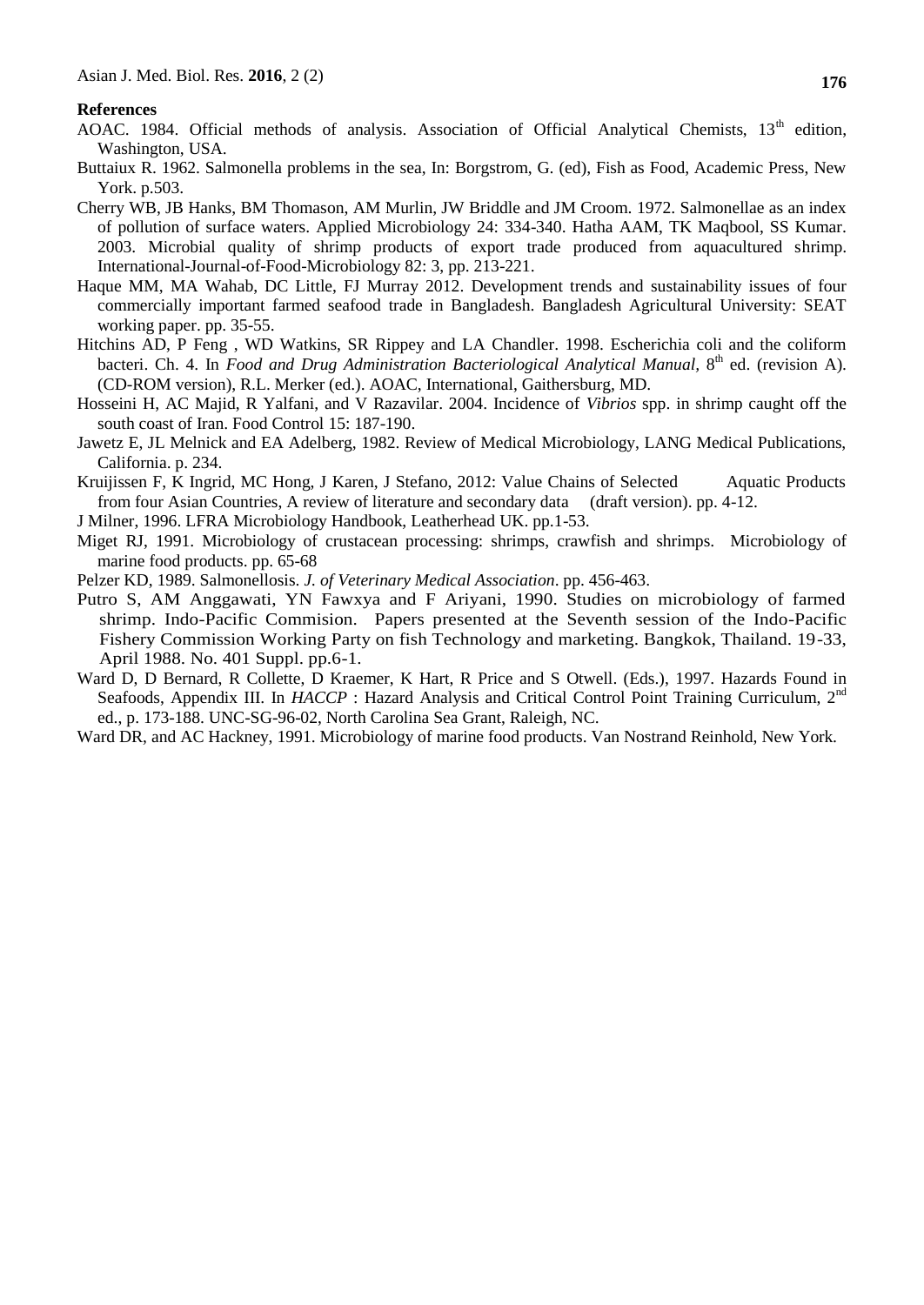**References**

AOAC. 1984. Official methods of analysis. Association of Official Analytical Chemists, 13th edition, Washington, USA.

Buttaiux R. 1962. Salmonella problems in the sea, In: Borgstrom, G. (ed), Fish as Food, Academic Press, New York. p.503.

Cherry WB, JB Hanks, BM Thomason, AM Murlin, JW Briddle and JM Croom. 1972. Salmonellae as an index of pollution of surface waters. Applied Microbiology 24: 334-340. Hatha AAM, TK Maqbool, SS Kumar. 2003. Microbial quality of shrimp products of export trade produced from aquacultured shrimp. International-Journal-of-Food-Microbiology 82: 3, pp. 213-221.

Haque MM, MA Wahab, DC Little, FJ Murray 2012. Development trends and sustainability issues of four commercially important farmed seafood trade in Bangladesh. Bangladesh Agricultural University: SEAT working paper. pp. 35-55.

Hitchins AD, P Feng , WD Watkins, SR Rippey and LA Chandler. 1998. Escherichia coli and the coliform bacteri. Ch. 4. In *Food and Drug Administration Bacteriological Analytical Manual*, 8th ed. (revision A). (CD-ROM version), R.L. Merker (ed.). AOAC, International, Gaithersburg, MD.

Hosseini H, AC Majid, R Yalfani, and V Razavilar. 2004. Incidence of *Vibrios* spp. in shrimp caught off the south coast of Iran. Food Control 15: 187-190.

Jawetz E, JL Melnick and EA Adelberg, 1982. Review of Medical Microbiology, LANG Medical Publications, California. p. 234.

Kruijissen F, K Ingrid, MC Hong, J Karen, J Stefano, 2012: Value Chains of Selected Aquatic Products from four Asian Countries, A review of literature and secondary data (draft version). pp. 4-12.

J Milner, 1996. LFRA Microbiology Handbook, Leatherhead UK. pp.1-53.

Miget RJ, 1991. Microbiology of crustacean processing: shrimps, crawfish and shrimps. Microbiology of marine food products. pp. 65-68

Pelzer KD, 1989. Salmonellosis. *J. of Veterinary Medical Association*. pp. 456-463.

Putro S, AM Anggawati, YN Fawxya and F Ariyani, 1990. Studies on microbiology of farmed shrimp. Indo-Pacific Commision. Papers presented at the Seventh session of the Indo-Pacific Fishery Commission Working Party on fish Technology and marketing. Bangkok, Thailand. 19-33, April 1988. No. 401 Suppl. pp.6-1.

Ward D, D Bernard, R Collette, D Kraemer, K Hart, R Price and S Otwell. (Eds.), 1997. Hazards Found in Seafoods, Appendix III. In *HACCP* : Hazard Analysis and Critical Control Point Training Curriculum, 2nd ed., p. 173-188. UNC-SG-96-02, North Carolina Sea Grant, Raleigh, NC.

Ward DR, and AC Hackney, 1991. Microbiology of marine food products. Van Nostrand Reinhold, New York.